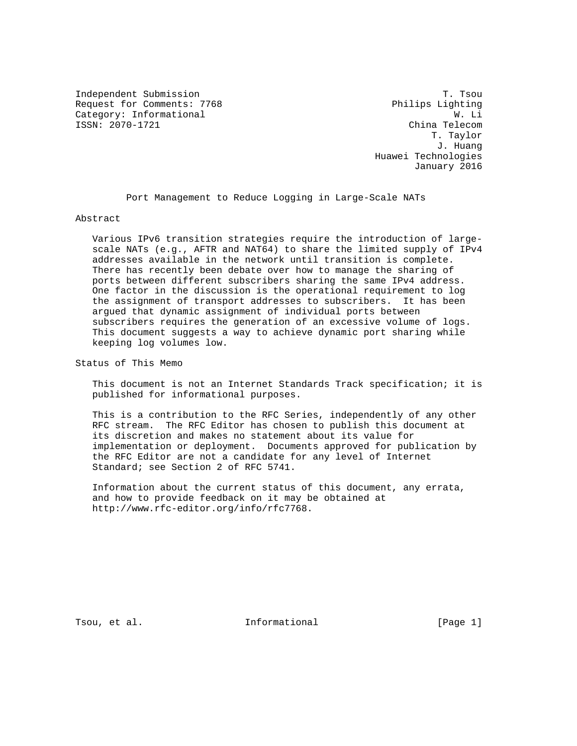Independent Submission T. Tsou
Request for Comments: 7768 Philips Lighting
Category: Informational W. Li
ISSN: 2070-1721 China Telecom
T. Taylor
J. Huang
Huawei Technologies
January 2016

# Port Management to Reduce Logging in Large-Scale NATs

## Abstract

Various IPv6 transition strategies require the introduction of large-scale NATs (e.g., AFTR and NAT64) to share the limited supply of IPv4 addresses available in the network until transition is complete. There has recently been debate over how to manage the sharing of ports between different subscribers sharing the same IPv4 address. One factor in the discussion is the operational requirement to log the assignment of transport addresses to subscribers. It has been argued that dynamic assignment of individual ports between subscribers requires the generation of an excessive volume of logs. This document suggests a way to achieve dynamic port sharing while keeping log volumes low.

## Status of This Memo

This document is not an Internet Standards Track specification; it is published for informational purposes.

This is a contribution to the RFC Series, independently of any other RFC stream. The RFC Editor has chosen to publish this document at its discretion and makes no statement about its value for implementation or deployment. Documents approved for publication by the RFC Editor are not a candidate for any level of Internet Standard; see Section 2 of RFC 5741.

Information about the current status of this document, any errata, and how to provide feedback on it may be obtained at http://www.rfc-editor.org/info/rfc7768.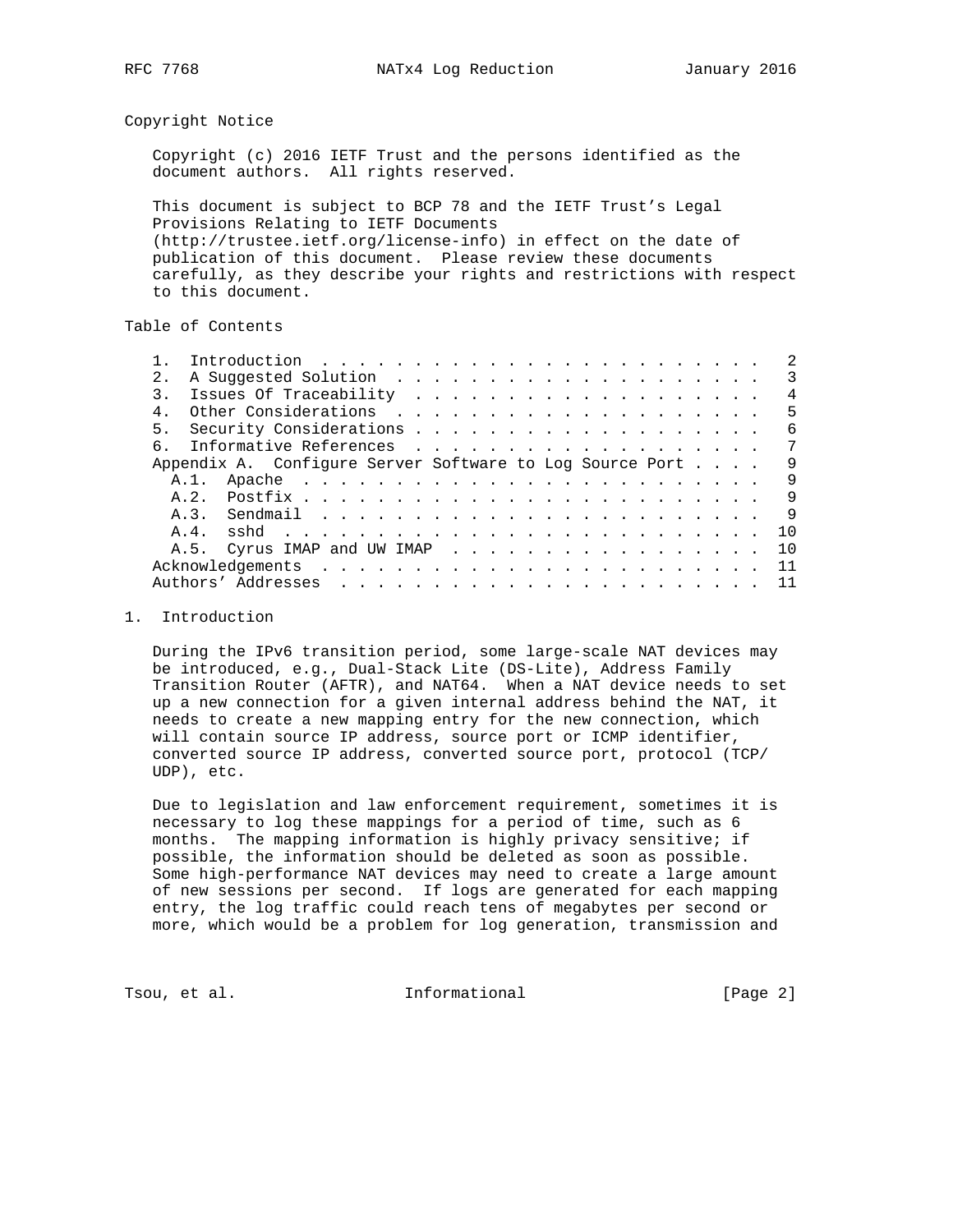## Copyright Notice

Copyright (c) 2016 IETF Trust and the persons identified as the document authors. All rights reserved.

This document is subject to BCP 78 and the IETF Trust's Legal Provisions Relating to IETF Documents (http://trustee.ietf.org/license-info) in effect on the date of publication of this document. Please review these documents carefully, as they describe your rights and restrictions with respect to this document.

## Table of Contents

```
   1.  Introduction  . . . . . . . . . . . . . . . . . . . . . . . .   2
   2.  A Suggested Solution  . . . . . . . . . . . . . . . . . . . .   3
   3.  Issues Of Traceability  . . . . . . . . . . . . . . . . . . .   4
   4.  Other Considerations  . . . . . . . . . . . . . . . . . . . .   5
   5.  Security Considerations . . . . . . . . . . . . . . . . . . .   6
   6.  Informative References  . . . . . . . . . . . . . . . . . . .   7
   Appendix A.  Configure Server Software to Log Source Port . . . .   9
     A.1.  Apache  . . . . . . . . . . . . . . . . . . . . . . . . .   9
     A.2.  Postfix . . . . . . . . . . . . . . . . . . . . . . . . .   9
     A.3.  Sendmail  . . . . . . . . . . . . . . . . . . . . . . . .   9
     A.4.  sshd  . . . . . . . . . . . . . . . . . . . . . . . . . .  10
     A.5.  Cyrus IMAP and UW IMAP  . . . . . . . . . . . . . . . . .  10
   Acknowledgements  . . . . . . . . . . . . . . . . . . . . . . . .  11
   Authors' Addresses  . . . . . . . . . . . . . . . . . . . . . . .  11
```

## 1. Introduction

During the IPv6 transition period, some large-scale NAT devices may be introduced, e.g., Dual-Stack Lite (DS-Lite), Address Family Transition Router (AFTR), and NAT64. When a NAT device needs to set up a new connection for a given internal address behind the NAT, it needs to create a new mapping entry for the new connection, which will contain source IP address, source port or ICMP identifier, converted source IP address, converted source port, protocol (TCP/UDP), etc.

Due to legislation and law enforcement requirement, sometimes it is necessary to log these mappings for a period of time, such as 6 months. The mapping information is highly privacy sensitive; if possible, the information should be deleted as soon as possible. Some high-performance NAT devices may need to create a large amount of new sessions per second. If logs are generated for each mapping entry, the log traffic could reach tens of megabytes per second or more, which would be a problem for log generation, transmission and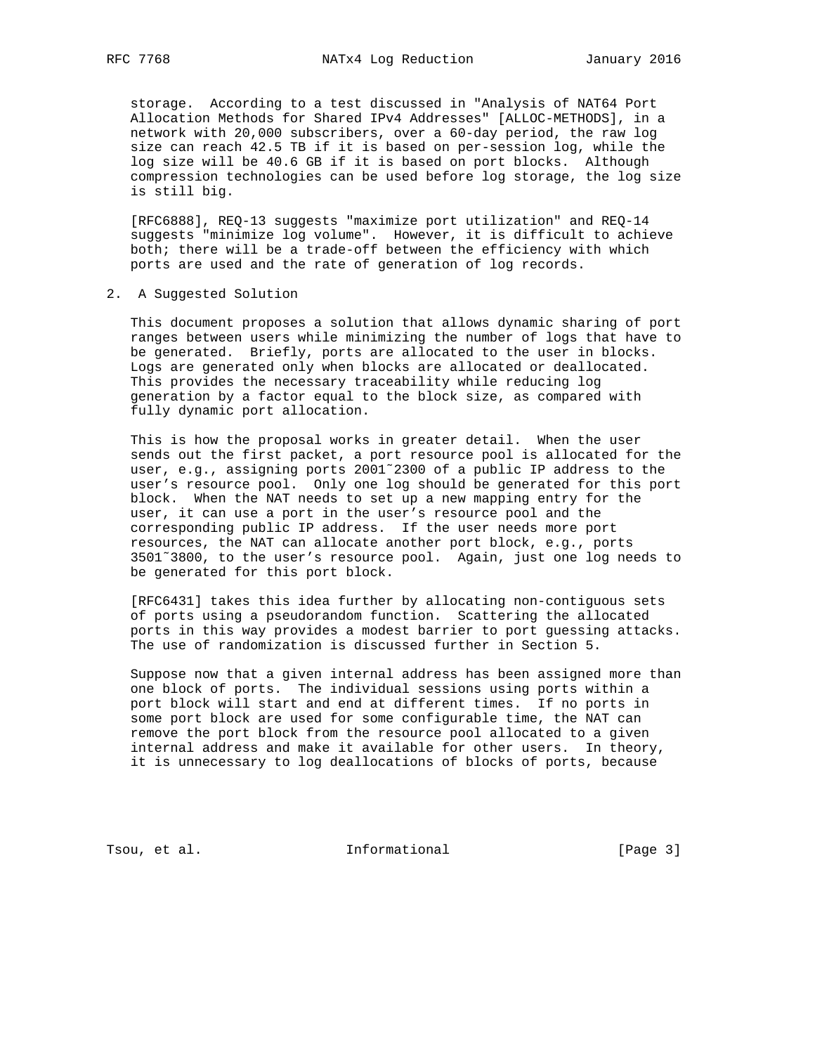storage. According to a test discussed in "Analysis of NAT64 Port Allocation Methods for Shared IPv4 Addresses" [ALLOC-METHODS], in a network with 20,000 subscribers, over a 60-day period, the raw log size can reach 42.5 TB if it is based on per-session log, while the log size will be 40.6 GB if it is based on port blocks. Although compression technologies can be used before log storage, the log size is still big.

[RFC6888], REQ-13 suggests "maximize port utilization" and REQ-14 suggests "minimize log volume". However, it is difficult to achieve both; there will be a trade-off between the efficiency with which ports are used and the rate of generation of log records.

## 2. A Suggested Solution

This document proposes a solution that allows dynamic sharing of port ranges between users while minimizing the number of logs that have to be generated. Briefly, ports are allocated to the user in blocks. Logs are generated only when blocks are allocated or deallocated. This provides the necessary traceability while reducing log generation by a factor equal to the block size, as compared with fully dynamic port allocation.

This is how the proposal works in greater detail. When the user sends out the first packet, a port resource pool is allocated for the user, e.g., assigning ports 2001~2300 of a public IP address to the user's resource pool. Only one log should be generated for this port block. When the NAT needs to set up a new mapping entry for the user, it can use a port in the user's resource pool and the corresponding public IP address. If the user needs more port resources, the NAT can allocate another port block, e.g., ports 3501~3800, to the user's resource pool. Again, just one log needs to be generated for this port block.

[RFC6431] takes this idea further by allocating non-contiguous sets of ports using a pseudorandom function. Scattering the allocated ports in this way provides a modest barrier to port guessing attacks. The use of randomization is discussed further in Section 5.

Suppose now that a given internal address has been assigned more than one block of ports. The individual sessions using ports within a port block will start and end at different times. If no ports in some port block are used for some configurable time, the NAT can remove the port block from the resource pool allocated to a given internal address and make it available for other users. In theory, it is unnecessary to log deallocations of blocks of ports, because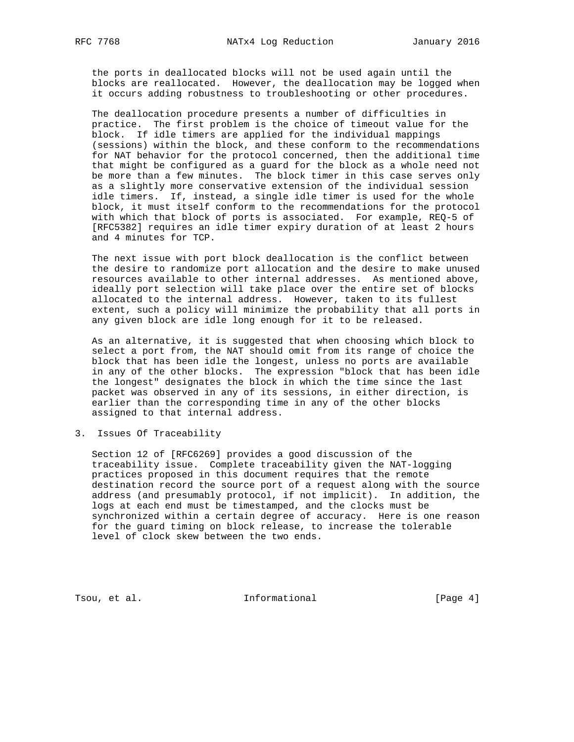the ports in deallocated blocks will not be used again until the blocks are reallocated. However, the deallocation may be logged when it occurs adding robustness to troubleshooting or other procedures.

The deallocation procedure presents a number of difficulties in practice. The first problem is the choice of timeout value for the block. If idle timers are applied for the individual mappings (sessions) within the block, and these conform to the recommendations for NAT behavior for the protocol concerned, then the additional time that might be configured as a guard for the block as a whole need not be more than a few minutes. The block timer in this case serves only as a slightly more conservative extension of the individual session idle timers. If, instead, a single idle timer is used for the whole block, it must itself conform to the recommendations for the protocol with which that block of ports is associated. For example, REQ-5 of [RFC5382] requires an idle timer expiry duration of at least 2 hours and 4 minutes for TCP.

The next issue with port block deallocation is the conflict between the desire to randomize port allocation and the desire to make unused resources available to other internal addresses. As mentioned above, ideally port selection will take place over the entire set of blocks allocated to the internal address. However, taken to its fullest extent, such a policy will minimize the probability that all ports in any given block are idle long enough for it to be released.

As an alternative, it is suggested that when choosing which block to select a port from, the NAT should omit from its range of choice the block that has been idle the longest, unless no ports are available in any of the other blocks. The expression "block that has been idle the longest" designates the block in which the time since the last packet was observed in any of its sessions, in either direction, is earlier than the corresponding time in any of the other blocks assigned to that internal address.

## 3. Issues Of Traceability

Section 12 of [RFC6269] provides a good discussion of the traceability issue. Complete traceability given the NAT-logging practices proposed in this document requires that the remote destination record the source port of a request along with the source address (and presumably protocol, if not implicit). In addition, the logs at each end must be timestamped, and the clocks must be synchronized within a certain degree of accuracy. Here is one reason for the guard timing on block release, to increase the tolerable level of clock skew between the two ends.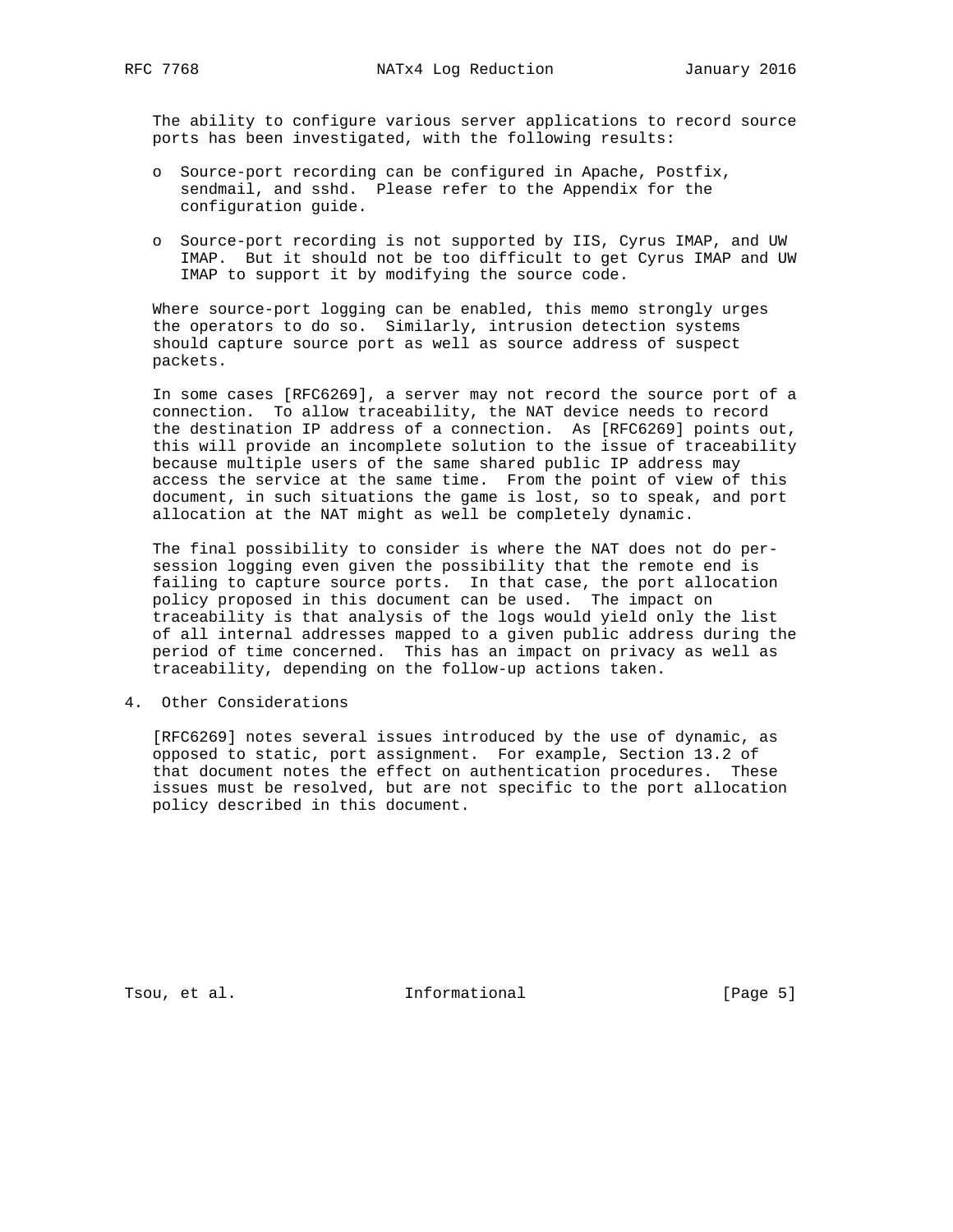The ability to configure various server applications to record source ports has been investigated, with the following results:

- Source-port recording can be configured in Apache, Postfix, sendmail, and sshd. Please refer to the Appendix for the configuration guide.

- Source-port recording is not supported by IIS, Cyrus IMAP, and UW IMAP. But it should not be too difficult to get Cyrus IMAP and UW IMAP to support it by modifying the source code.

Where source-port logging can be enabled, this memo strongly urges the operators to do so. Similarly, intrusion detection systems should capture source port as well as source address of suspect packets.

In some cases [RFC6269], a server may not record the source port of a connection. To allow traceability, the NAT device needs to record the destination IP address of a connection. As [RFC6269] points out, this will provide an incomplete solution to the issue of traceability because multiple users of the same shared public IP address may access the service at the same time. From the point of view of this document, in such situations the game is lost, so to speak, and port allocation at the NAT might as well be completely dynamic.

The final possibility to consider is where the NAT does not do per-session logging even given the possibility that the remote end is failing to capture source ports. In that case, the port allocation policy proposed in this document can be used. The impact on traceability is that analysis of the logs would yield only the list of all internal addresses mapped to a given public address during the period of time concerned. This has an impact on privacy as well as traceability, depending on the follow-up actions taken.

## 4. Other Considerations

[RFC6269] notes several issues introduced by the use of dynamic, as opposed to static, port assignment. For example, Section 13.2 of that document notes the effect on authentication procedures. These issues must be resolved, but are not specific to the port allocation policy described in this document.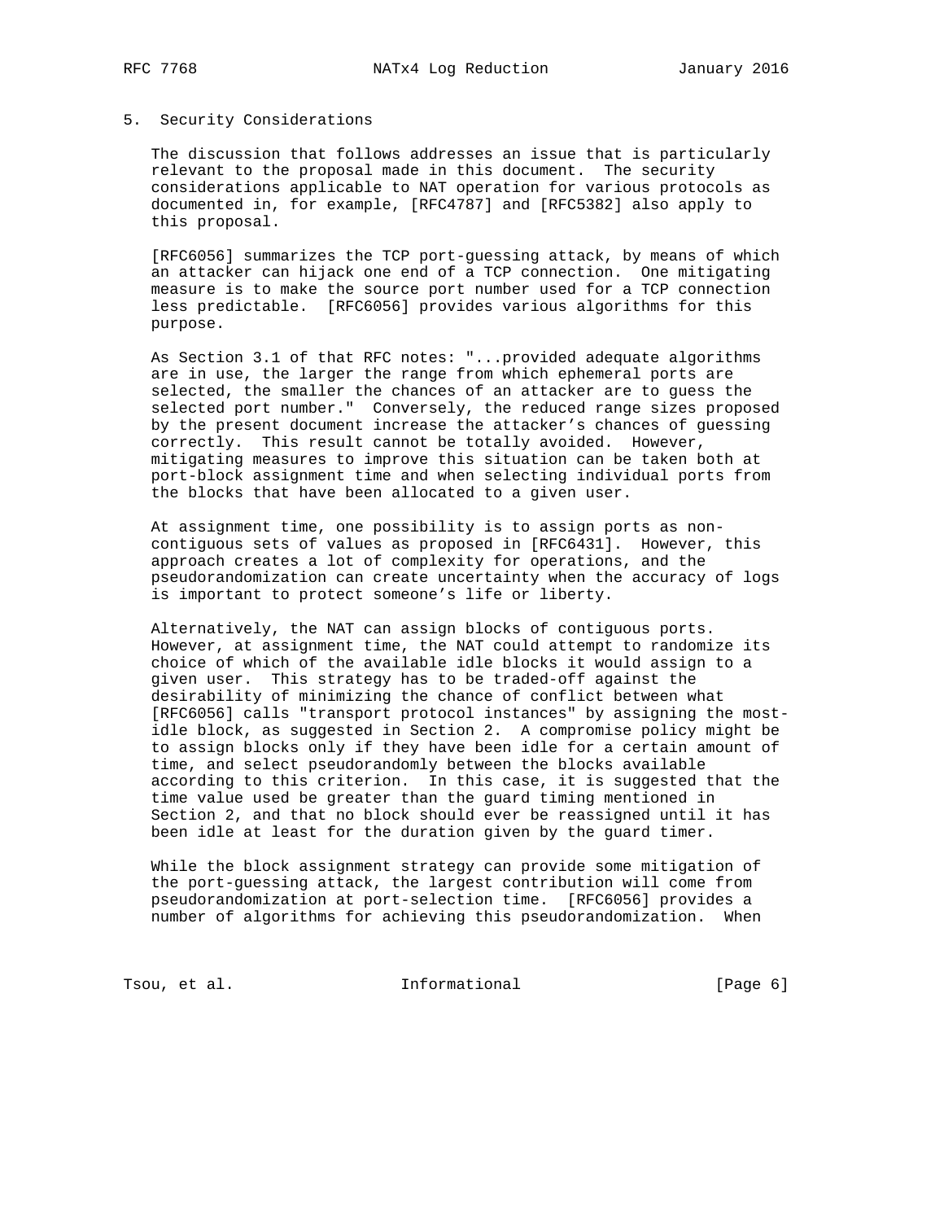## 5. Security Considerations

The discussion that follows addresses an issue that is particularly relevant to the proposal made in this document. The security considerations applicable to NAT operation for various protocols as documented in, for example, [RFC4787] and [RFC5382] also apply to this proposal.

[RFC6056] summarizes the TCP port-guessing attack, by means of which an attacker can hijack one end of a TCP connection. One mitigating measure is to make the source port number used for a TCP connection less predictable. [RFC6056] provides various algorithms for this purpose.

As Section 3.1 of that RFC notes: "...provided adequate algorithms are in use, the larger the range from which ephemeral ports are selected, the smaller the chances of an attacker are to guess the selected port number." Conversely, the reduced range sizes proposed by the present document increase the attacker's chances of guessing correctly. This result cannot be totally avoided. However, mitigating measures to improve this situation can be taken both at port-block assignment time and when selecting individual ports from the blocks that have been allocated to a given user.

At assignment time, one possibility is to assign ports as non-contiguous sets of values as proposed in [RFC6431]. However, this approach creates a lot of complexity for operations, and the pseudorandomization can create uncertainty when the accuracy of logs is important to protect someone's life or liberty.

Alternatively, the NAT can assign blocks of contiguous ports. However, at assignment time, the NAT could attempt to randomize its choice of which of the available idle blocks it would assign to a given user. This strategy has to be traded-off against the desirability of minimizing the chance of conflict between what [RFC6056] calls "transport protocol instances" by assigning the most-idle block, as suggested in Section 2. A compromise policy might be to assign blocks only if they have been idle for a certain amount of time, and select pseudorandomly between the blocks available according to this criterion. In this case, it is suggested that the time value used be greater than the guard timing mentioned in Section 2, and that no block should ever be reassigned until it has been idle at least for the duration given by the guard timer.

While the block assignment strategy can provide some mitigation of the port-guessing attack, the largest contribution will come from pseudorandomization at port-selection time. [RFC6056] provides a number of algorithms for achieving this pseudorandomization. When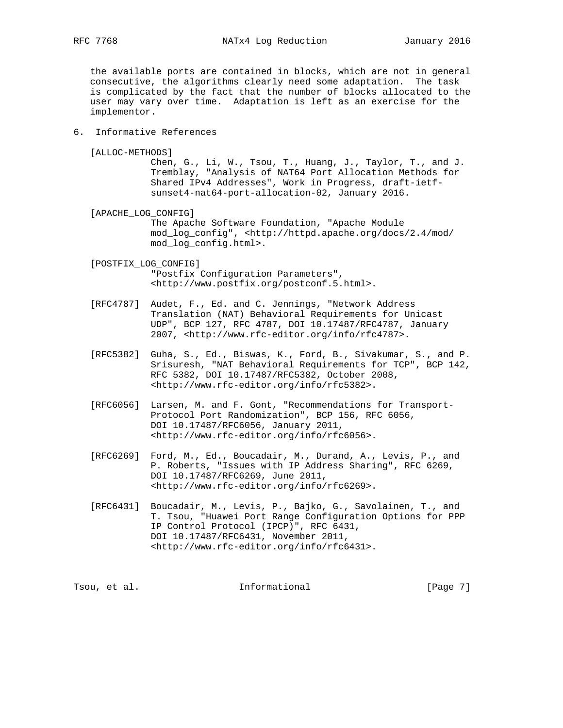the available ports are contained in blocks, which are not in general consecutive, the algorithms clearly need some adaptation. The task is complicated by the fact that the number of blocks allocated to the user may vary over time. Adaptation is left as an exercise for the implementor.

## 6. Informative References

[ALLOC-METHODS]
Chen, G., Li, W., Tsou, T., Huang, J., Taylor, T., and J. Tremblay, "Analysis of NAT64 Port Allocation Methods for Shared IPv4 Addresses", Work in Progress, draft-ietf-sunset4-nat64-port-allocation-02, January 2016.

[APACHE_LOG_CONFIG]
The Apache Software Foundation, "Apache Module mod_log_config", <http://httpd.apache.org/docs/2.4/mod/mod_log_config.html>.

[POSTFIX_LOG_CONFIG]
"Postfix Configuration Parameters", <http://www.postfix.org/postconf.5.html>.

[RFC4787] Audet, F., Ed. and C. Jennings, "Network Address Translation (NAT) Behavioral Requirements for Unicast UDP", BCP 127, RFC 4787, DOI 10.17487/RFC4787, January 2007, <http://www.rfc-editor.org/info/rfc4787>.

[RFC5382] Guha, S., Ed., Biswas, K., Ford, B., Sivakumar, S., and P. Srisuresh, "NAT Behavioral Requirements for TCP", BCP 142, RFC 5382, DOI 10.17487/RFC5382, October 2008, <http://www.rfc-editor.org/info/rfc5382>.

[RFC6056] Larsen, M. and F. Gont, "Recommendations for Transport-Protocol Port Randomization", BCP 156, RFC 6056, DOI 10.17487/RFC6056, January 2011, <http://www.rfc-editor.org/info/rfc6056>.

[RFC6269] Ford, M., Ed., Boucadair, M., Durand, A., Levis, P., and P. Roberts, "Issues with IP Address Sharing", RFC 6269, DOI 10.17487/RFC6269, June 2011, <http://www.rfc-editor.org/info/rfc6269>.

[RFC6431] Boucadair, M., Levis, P., Bajko, G., Savolainen, T., and T. Tsou, "Huawei Port Range Configuration Options for PPP IP Control Protocol (IPCP)", RFC 6431, DOI 10.17487/RFC6431, November 2011, <http://www.rfc-editor.org/info/rfc6431>.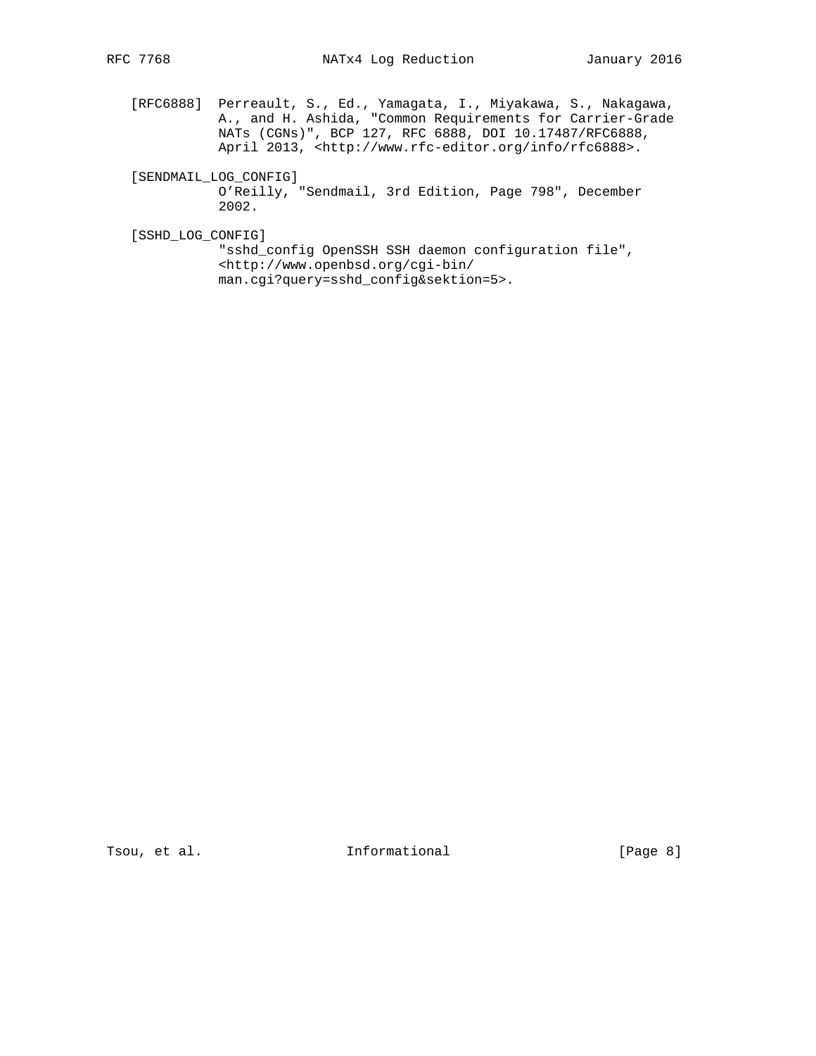[RFC6888] Perreault, S., Ed., Yamagata, I., Miyakawa, S., Nakagawa, A., and H. Ashida, "Common Requirements for Carrier-Grade NATs (CGNs)", BCP 127, RFC 6888, DOI 10.17487/RFC6888, April 2013, <http://www.rfc-editor.org/info/rfc6888>.

[SENDMAIL_LOG_CONFIG] O'Reilly, "Sendmail, 3rd Edition, Page 798", December 2002.

[SSHD_LOG_CONFIG] "sshd_config OpenSSH SSH daemon configuration file", <http://www.openbsd.org/cgi-bin/man.cgi?query=sshd_config&sektion=5>.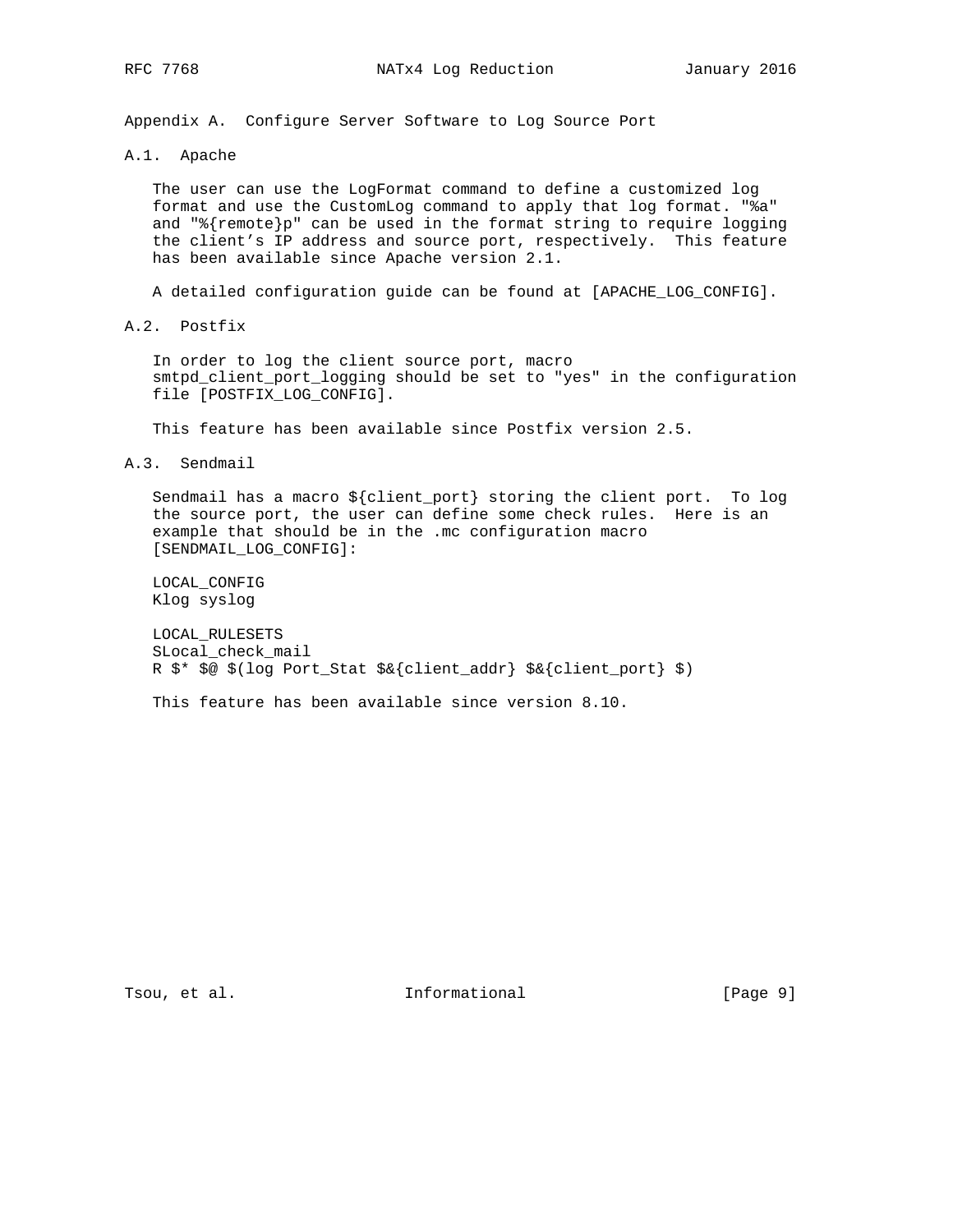# Appendix A. Configure Server Software to Log Source Port

## A.1. Apache

The user can use the LogFormat command to define a customized log format and use the CustomLog command to apply that log format. "%a" and "%{remote}p" can be used in the format string to require logging the client's IP address and source port, respectively. This feature has been available since Apache version 2.1.

A detailed configuration guide can be found at [APACHE_LOG_CONFIG].

## A.2. Postfix

In order to log the client source port, macro smtpd_client_port_logging should be set to "yes" in the configuration file [POSTFIX_LOG_CONFIG].

This feature has been available since Postfix version 2.5.

## A.3. Sendmail

Sendmail has a macro ${client_port} storing the client port. To log the source port, the user can define some check rules. Here is an example that should be in the .mc configuration macro [SENDMAIL_LOG_CONFIG]:

```
LOCAL_CONFIG
Klog syslog

LOCAL_RULESETS
SLocal_check_mail
R $* $@ $(log Port_Stat $&{client_addr} $&{client_port} $)
```

This feature has been available since version 8.10.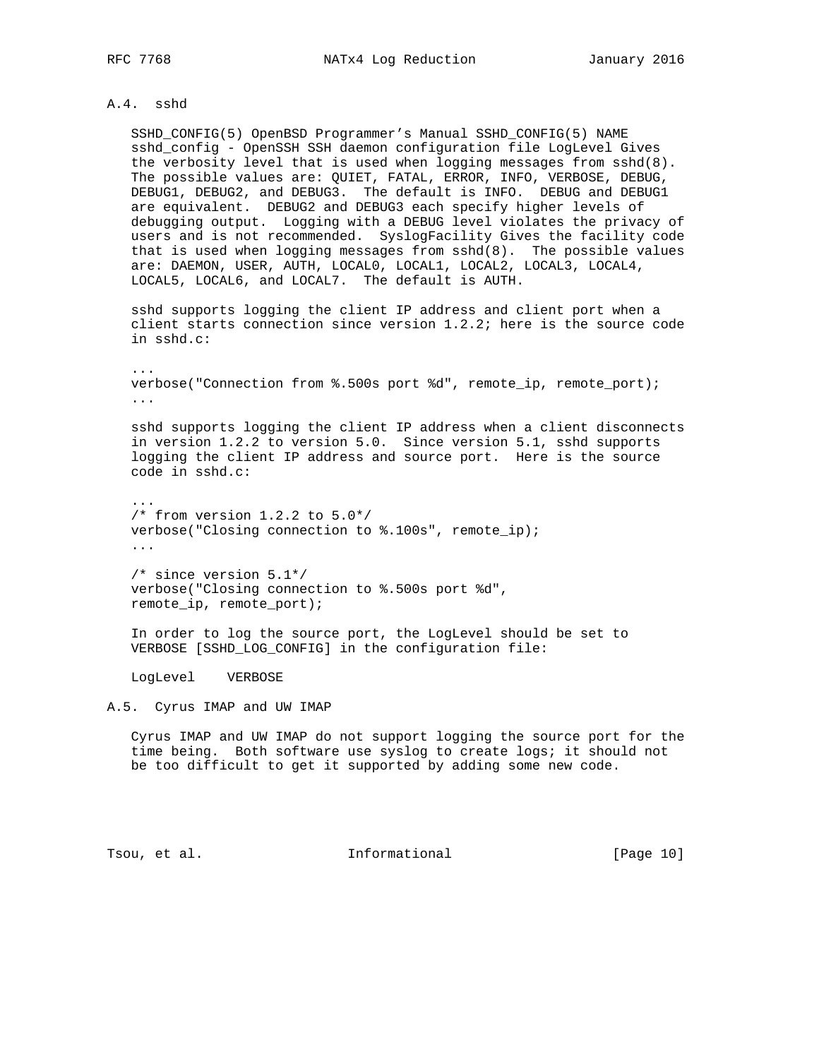### A.4. sshd

SSHD_CONFIG(5) OpenBSD Programmer's Manual SSHD_CONFIG(5) NAME sshd_config - OpenSSH SSH daemon configuration file LogLevel Gives the verbosity level that is used when logging messages from sshd(8). The possible values are: QUIET, FATAL, ERROR, INFO, VERBOSE, DEBUG, DEBUG1, DEBUG2, and DEBUG3. The default is INFO. DEBUG and DEBUG1 are equivalent. DEBUG2 and DEBUG3 each specify higher levels of debugging output. Logging with a DEBUG level violates the privacy of users and is not recommended. SyslogFacility Gives the facility code that is used when logging messages from sshd(8). The possible values are: DAEMON, USER, AUTH, LOCAL0, LOCAL1, LOCAL2, LOCAL3, LOCAL4, LOCAL5, LOCAL6, and LOCAL7. The default is AUTH.

sshd supports logging the client IP address and client port when a client starts connection since version 1.2.2; here is the source code in sshd.c:

```
...
verbose("Connection from %.500s port %d", remote_ip, remote_port);
...
```

sshd supports logging the client IP address when a client disconnects in version 1.2.2 to version 5.0. Since version 5.1, sshd supports logging the client IP address and source port. Here is the source code in sshd.c:

```
...
/* from version 1.2.2 to 5.0*/
verbose("Closing connection to %.100s", remote_ip);
...

/* since version 5.1*/
verbose("Closing connection to %.500s port %d",
remote_ip, remote_port);
```

In order to log the source port, the LogLevel should be set to VERBOSE [SSHD_LOG_CONFIG] in the configuration file:

```
LogLevel    VERBOSE
```

### A.5. Cyrus IMAP and UW IMAP

Cyrus IMAP and UW IMAP do not support logging the source port for the time being. Both software use syslog to create logs; it should not be too difficult to get it supported by adding some new code.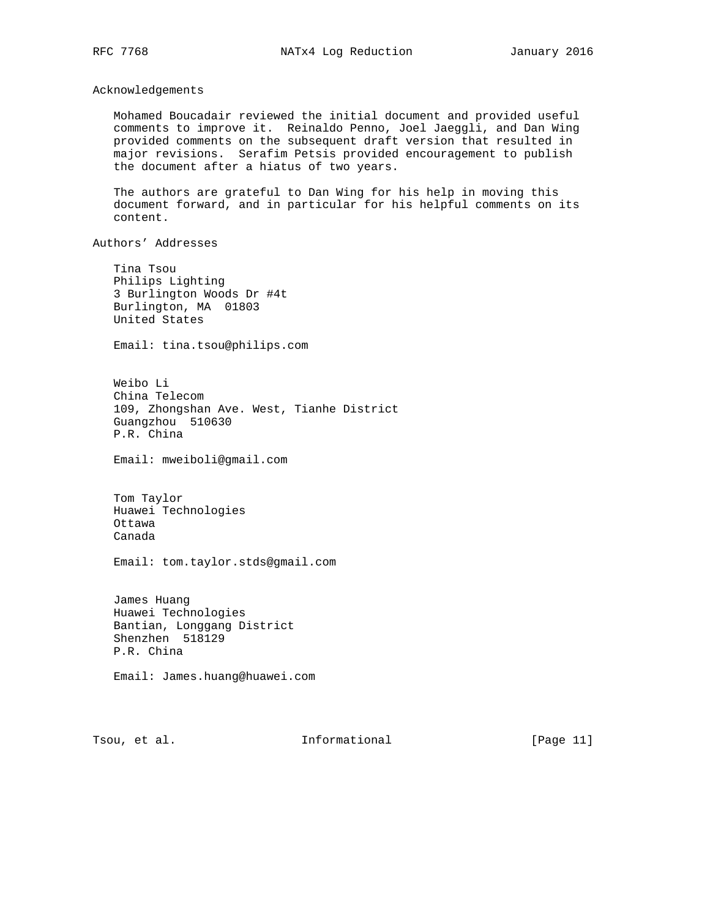## Acknowledgements

Mohamed Boucadair reviewed the initial document and provided useful comments to improve it. Reinaldo Penno, Joel Jaeggli, and Dan Wing provided comments on the subsequent draft version that resulted in major revisions. Serafim Petsis provided encouragement to publish the document after a hiatus of two years.

The authors are grateful to Dan Wing for his help in moving this document forward, and in particular for his helpful comments on its content.

## Authors' Addresses

Tina Tsou
Philips Lighting
3 Burlington Woods Dr #4t
Burlington, MA 01803
United States

Email: tina.tsou@philips.com

Weibo Li
China Telecom
109, Zhongshan Ave. West, Tianhe District
Guangzhou 510630
P.R. China

Email: mweiboli@gmail.com

Tom Taylor
Huawei Technologies
Ottawa
Canada

Email: tom.taylor.stds@gmail.com

James Huang
Huawei Technologies
Bantian, Longgang District
Shenzhen 518129
P.R. China

Email: James.huang@huawei.com